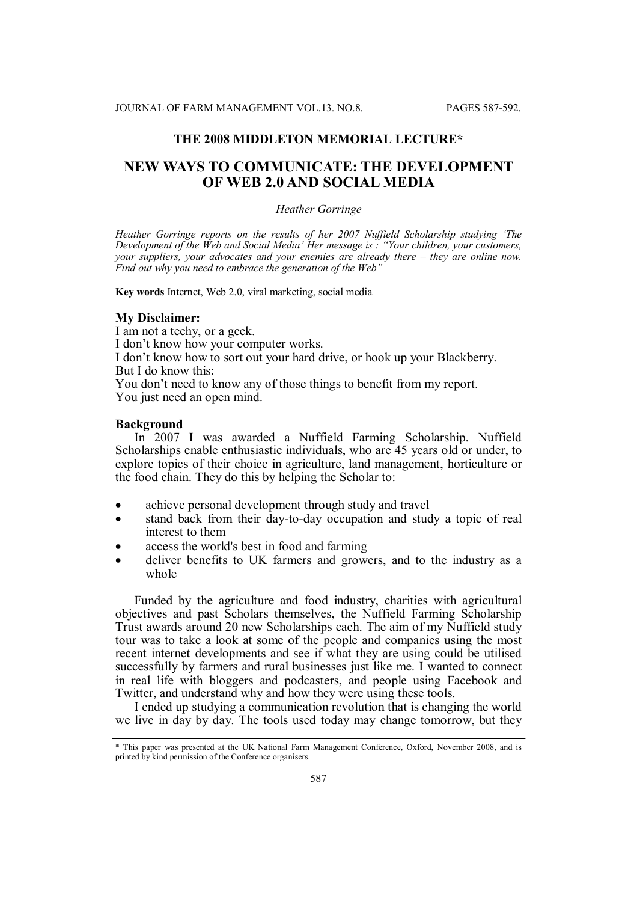## THE 2008 MIDDLETON MEMORIAL LECTURE*

# NEW WAYS TO COMMUNICATE: THE DEVELOPMENT OF WEB 2.0 AND SOCIAL MEDIA

*Heather Gorringe*

*Heather Gorringe reports on the results of her 2007 Nuffield Scholarship studying 'The Development of the Web and Social Media' Her message is : "Your children, your customers, your suppliers, your advocates and your enemies are already there – they are online now. Find out why you need to embrace the generation of the Web"*

**Key words** Internet, Web 2.0, viral marketing, social media

### My Disclaimer:

I am not a techy, or a geek.
I don't know how your computer works.
I don't know how to sort out your hard drive, or hook up your Blackberry.
But I do know this:
You don't need to know any of those things to benefit from my report.
You just need an open mind.

### Background

In 2007 I was awarded a Nuffield Farming Scholarship. Nuffield Scholarships enable enthusiastic individuals, who are 45 years old or under, to explore topics of their choice in agriculture, land management, horticulture or the food chain. They do this by helping the Scholar to:

- achieve personal development through study and travel
- stand back from their day-to-day occupation and study a topic of real interest to them
- access the world's best in food and farming
- deliver benefits to UK farmers and growers, and to the industry as a whole

Funded by the agriculture and food industry, charities with agricultural objectives and past Scholars themselves, the Nuffield Farming Scholarship Trust awards around 20 new Scholarships each. The aim of my Nuffield study tour was to take a look at some of the people and companies using the most recent internet developments and see if what they are using could be utilised successfully by farmers and rural businesses just like me. I wanted to connect in real life with bloggers and podcasters, and people using Facebook and Twitter, and understand why and how they were using these tools.

I ended up studying a communication revolution that is changing the world we live in day by day. The tools used today may change tomorrow, but they

---

* This paper was presented at the UK National Farm Management Conference, Oxford, November 2008, and is printed by kind permission of the Conference organisers.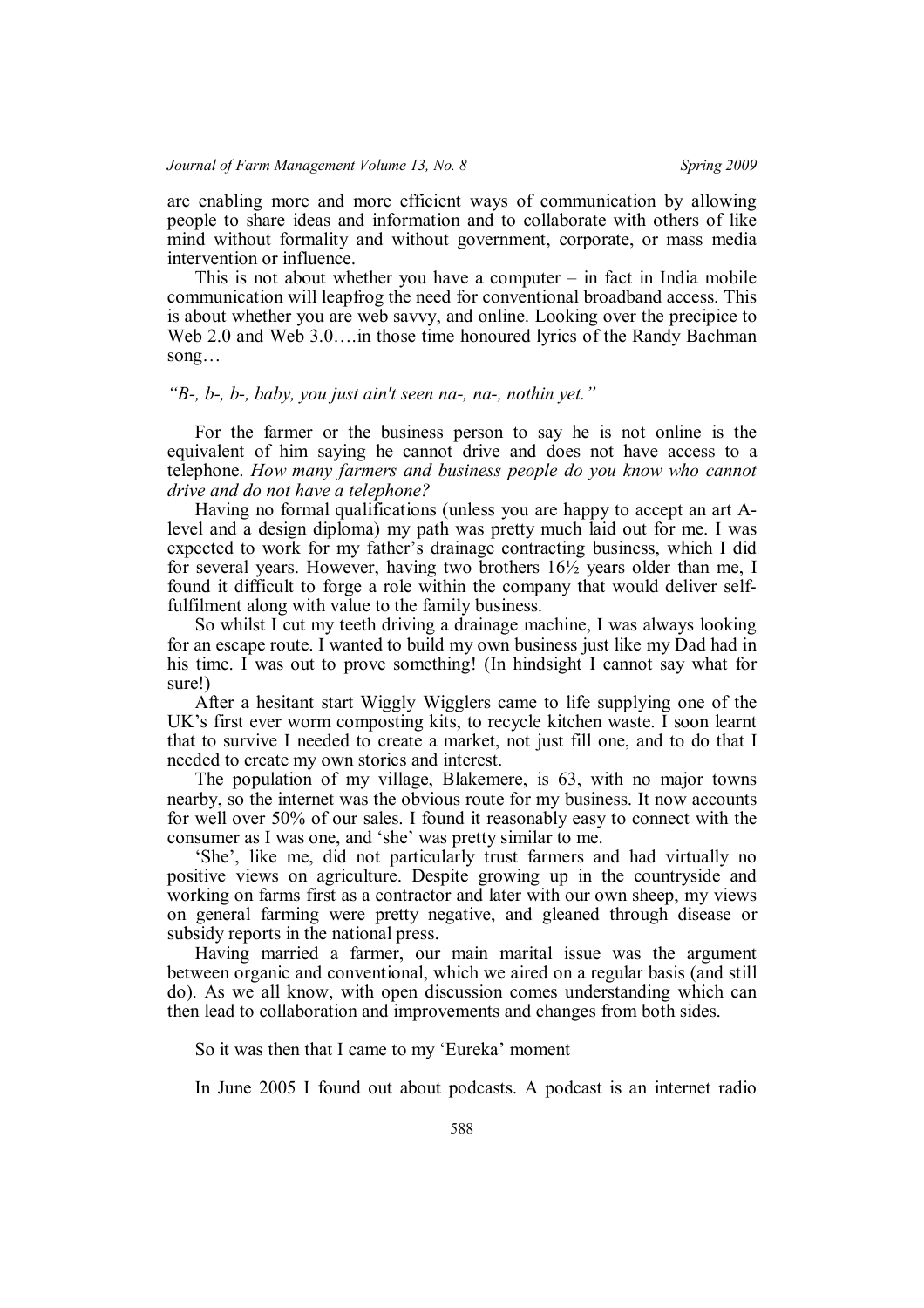are enabling more and more efficient ways of communication by allowing people to share ideas and information and to collaborate with others of like mind without formality and without government, corporate, or mass media intervention or influence.

This is not about whether you have a computer – in fact in India mobile communication will leapfrog the need for conventional broadband access. This is about whether you are web savvy, and online. Looking over the precipice to Web 2.0 and Web 3.0….in those time honoured lyrics of the Randy Bachman song…

*"B-, b-, b-, baby, you just ain't seen na-, na-, nothin yet."*

For the farmer or the business person to say he is not online is the equivalent of him saying he cannot drive and does not have access to a telephone. *How many farmers and business people do you know who cannot drive and do not have a telephone?*

Having no formal qualifications (unless you are happy to accept an art A-level and a design diploma) my path was pretty much laid out for me. I was expected to work for my father's drainage contracting business, which I did for several years. However, having two brothers 16½ years older than me, I found it difficult to forge a role within the company that would deliver self-fulfilment along with value to the family business.

So whilst I cut my teeth driving a drainage machine, I was always looking for an escape route. I wanted to build my own business just like my Dad had in his time. I was out to prove something! (In hindsight I cannot say what for sure!)

After a hesitant start Wiggly Wigglers came to life supplying one of the UK's first ever worm composting kits, to recycle kitchen waste. I soon learnt that to survive I needed to create a market, not just fill one, and to do that I needed to create my own stories and interest.

The population of my village, Blakemere, is 63, with no major towns nearby, so the internet was the obvious route for my business. It now accounts for well over 50% of our sales. I found it reasonably easy to connect with the consumer as I was one, and 'she' was pretty similar to me.

'She', like me, did not particularly trust farmers and had virtually no positive views on agriculture. Despite growing up in the countryside and working on farms first as a contractor and later with our own sheep, my views on general farming were pretty negative, and gleaned through disease or subsidy reports in the national press.

Having married a farmer, our main marital issue was the argument between organic and conventional, which we aired on a regular basis (and still do). As we all know, with open discussion comes understanding which can then lead to collaboration and improvements and changes from both sides.

So it was then that I came to my 'Eureka' moment

In June 2005 I found out about podcasts. A podcast is an internet radio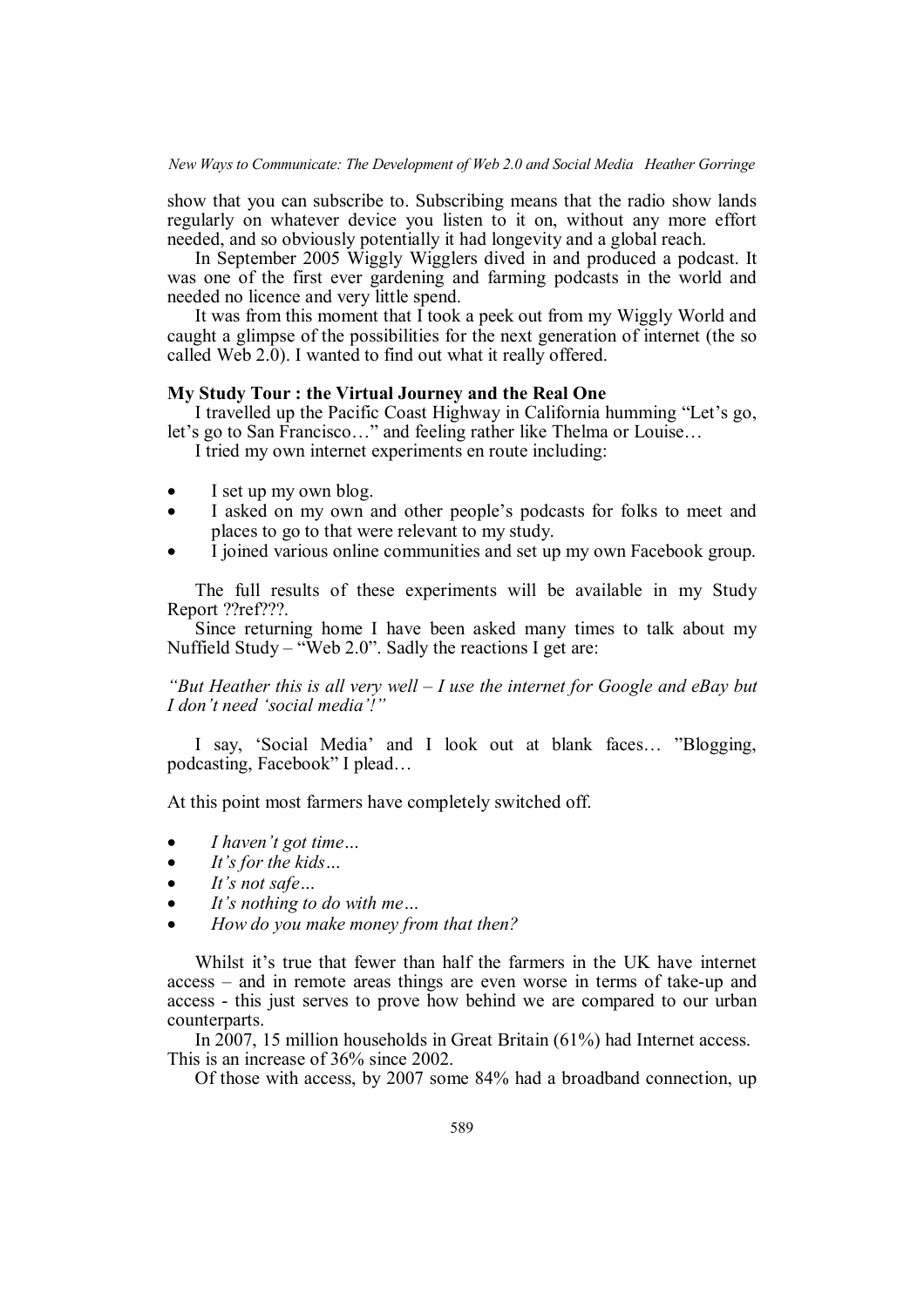show that you can subscribe to. Subscribing means that the radio show lands regularly on whatever device you listen to it on, without any more effort needed, and so obviously potentially it had longevity and a global reach.

In September 2005 Wiggly Wigglers dived in and produced a podcast. It was one of the first ever gardening and farming podcasts in the world and needed no licence and very little spend.

It was from this moment that I took a peek out from my Wiggly World and caught a glimpse of the possibilities for the next generation of internet (the so called Web 2.0). I wanted to find out what it really offered.

**My Study Tour : the Virtual Journey and the Real One**

I travelled up the Pacific Coast Highway in California humming "Let's go, let's go to San Francisco…" and feeling rather like Thelma or Louise…

I tried my own internet experiments en route including:

- I set up my own blog.
- I asked on my own and other people's podcasts for folks to meet and places to go to that were relevant to my study.
- I joined various online communities and set up my own Facebook group.

The full results of these experiments will be available in my Study Report ??ref???.

Since returning home I have been asked many times to talk about my Nuffield Study – "Web 2.0". Sadly the reactions I get are:

*"But Heather this is all very well – I use the internet for Google and eBay but I don't need 'social media'!"*

I say, 'Social Media' and I look out at blank faces… "Blogging, podcasting, Facebook" I plead…

At this point most farmers have completely switched off.

- *I haven't got time…*
- *It's for the kids…*
- *It's not safe…*
- *It's nothing to do with me…*
- *How do you make money from that then?*

Whilst it's true that fewer than half the farmers in the UK have internet access – and in remote areas things are even worse in terms of take-up and access - this just serves to prove how behind we are compared to our urban counterparts.

In 2007, 15 million households in Great Britain (61%) had Internet access. This is an increase of 36% since 2002.

Of those with access, by 2007 some 84% had a broadband connection, up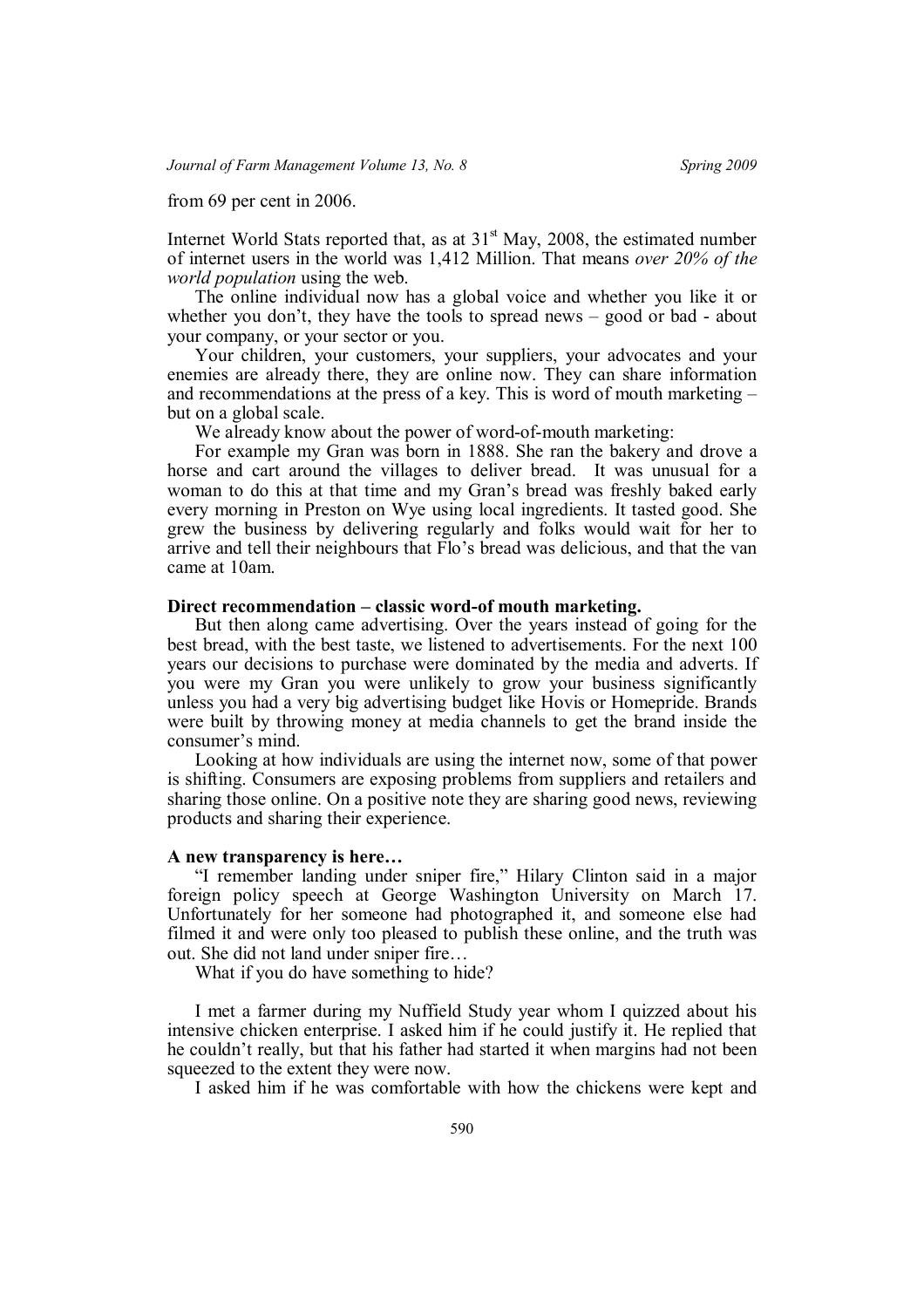from 69 per cent in 2006.

Internet World Stats reported that, as at 31st May, 2008, the estimated number of internet users in the world was 1,412 Million. That means *over 20% of the world population* using the web.

The online individual now has a global voice and whether you like it or whether you don't, they have the tools to spread news – good or bad - about your company, or your sector or you.

Your children, your customers, your suppliers, your advocates and your enemies are already there, they are online now. They can share information and recommendations at the press of a key. This is word of mouth marketing – but on a global scale.

We already know about the power of word-of-mouth marketing:

For example my Gran was born in 1888. She ran the bakery and drove a horse and cart around the villages to deliver bread. It was unusual for a woman to do this at that time and my Gran's bread was freshly baked early every morning in Preston on Wye using local ingredients. It tasted good. She grew the business by delivering regularly and folks would wait for her to arrive and tell their neighbours that Flo's bread was delicious, and that the van came at 10am.

**Direct recommendation – classic word-of mouth marketing.**

But then along came advertising. Over the years instead of going for the best bread, with the best taste, we listened to advertisements. For the next 100 years our decisions to purchase were dominated by the media and adverts. If you were my Gran you were unlikely to grow your business significantly unless you had a very big advertising budget like Hovis or Homepride. Brands were built by throwing money at media channels to get the brand inside the consumer's mind.

Looking at how individuals are using the internet now, some of that power is shifting. Consumers are exposing problems from suppliers and retailers and sharing those online. On a positive note they are sharing good news, reviewing products and sharing their experience.

**A new transparency is here…**

"I remember landing under sniper fire," Hilary Clinton said in a major foreign policy speech at George Washington University on March 17. Unfortunately for her someone had photographed it, and someone else had filmed it and were only too pleased to publish these online, and the truth was out. She did not land under sniper fire…

What if you do have something to hide?

I met a farmer during my Nuffield Study year whom I quizzed about his intensive chicken enterprise. I asked him if he could justify it. He replied that he couldn't really, but that his father had started it when margins had not been squeezed to the extent they were now.

I asked him if he was comfortable with how the chickens were kept and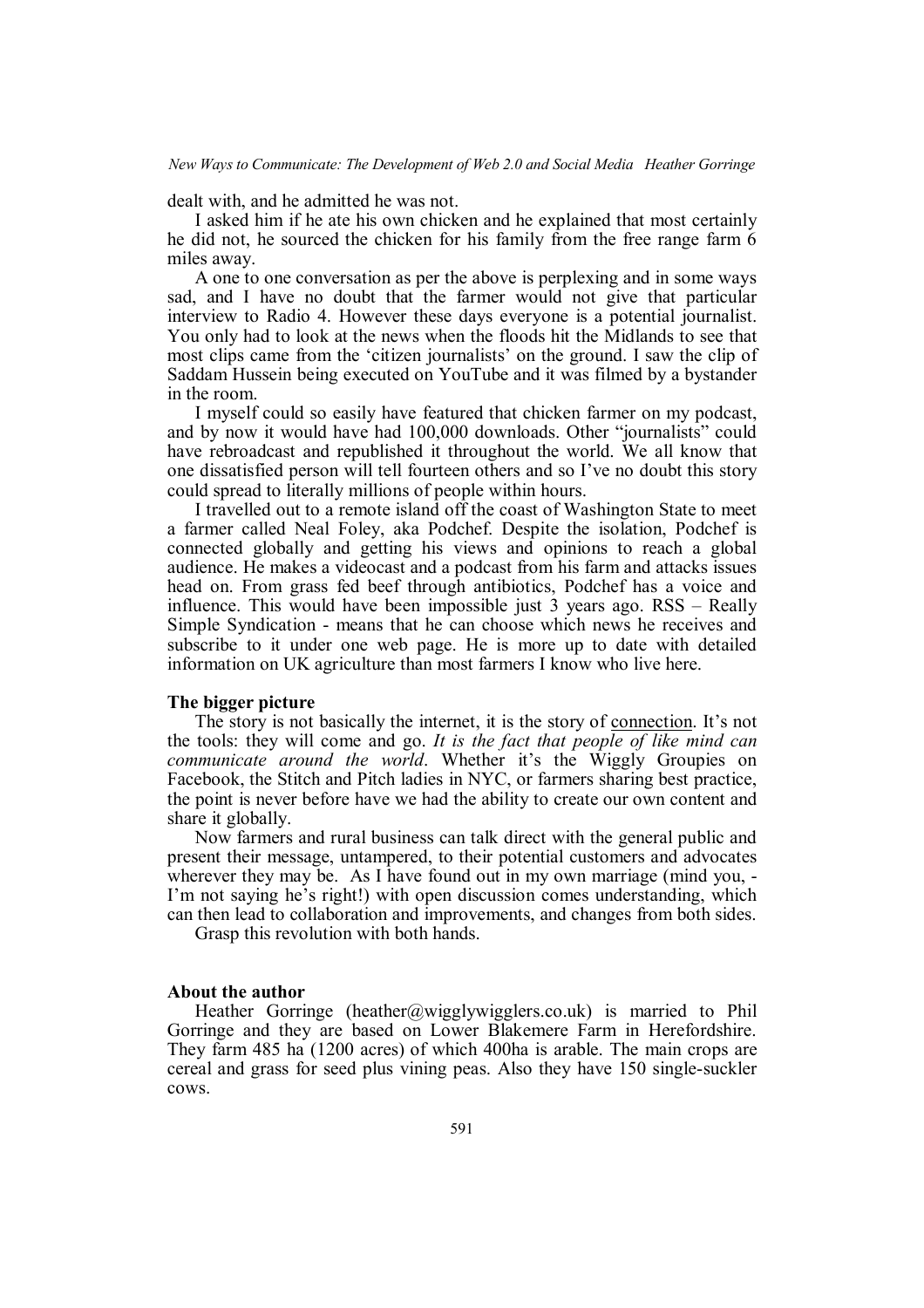dealt with, and he admitted he was not.

I asked him if he ate his own chicken and he explained that most certainly he did not, he sourced the chicken for his family from the free range farm 6 miles away.

A one to one conversation as per the above is perplexing and in some ways sad, and I have no doubt that the farmer would not give that particular interview to Radio 4. However these days everyone is a potential journalist. You only had to look at the news when the floods hit the Midlands to see that most clips came from the 'citizen journalists' on the ground. I saw the clip of Saddam Hussein being executed on YouTube and it was filmed by a bystander in the room.

I myself could so easily have featured that chicken farmer on my podcast, and by now it would have had 100,000 downloads. Other "journalists" could have rebroadcast and republished it throughout the world. We all know that one dissatisfied person will tell fourteen others and so I've no doubt this story could spread to literally millions of people within hours.

I travelled out to a remote island off the coast of Washington State to meet a farmer called Neal Foley, aka Podchef. Despite the isolation, Podchef is connected globally and getting his views and opinions to reach a global audience. He makes a videocast and a podcast from his farm and attacks issues head on. From grass fed beef through antibiotics, Podchef has a voice and influence. This would have been impossible just 3 years ago. RSS – Really Simple Syndication - means that he can choose which news he receives and subscribe to it under one web page. He is more up to date with detailed information on UK agriculture than most farmers I know who live here.

**The bigger picture**

The story is not basically the internet, it is the story of <u>connection</u>. It's not the tools: they will come and go. *It is the fact that people of like mind can communicate around the world*. Whether it's the Wiggly Groupies on Facebook, the Stitch and Pitch ladies in NYC, or farmers sharing best practice, the point is never before have we had the ability to create our own content and share it globally.

Now farmers and rural business can talk direct with the general public and present their message, untampered, to their potential customers and advocates wherever they may be. As I have found out in my own marriage (mind you, - I'm not saying he's right!) with open discussion comes understanding, which can then lead to collaboration and improvements, and changes from both sides.

Grasp this revolution with both hands.

**About the author**

Heather Gorringe (heather@wigglywigglers.co.uk) is married to Phil Gorringe and they are based on Lower Blakemere Farm in Herefordshire. They farm 485 ha (1200 acres) of which 400ha is arable. The main crops are cereal and grass for seed plus vining peas. Also they have 150 single-suckler cows.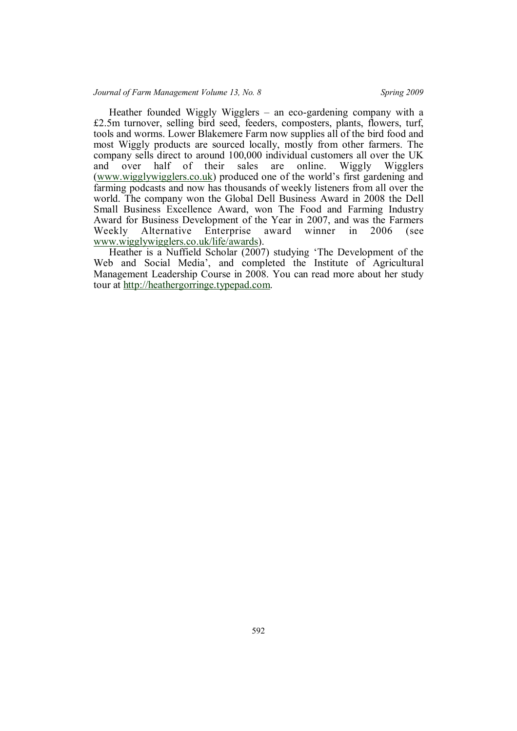Heather founded Wiggly Wigglers – an eco-gardening company with a £2.5m turnover, selling bird seed, feeders, composters, plants, flowers, turf, tools and worms. Lower Blakemere Farm now supplies all of the bird food and most Wiggly products are sourced locally, mostly from other farmers. The company sells direct to around 100,000 individual customers all over the UK and over half of their sales are online. Wiggly Wigglers (www.wigglywigglers.co.uk) produced one of the world's first gardening and farming podcasts and now has thousands of weekly listeners from all over the world. The company won the Global Dell Business Award in 2008 the Dell Small Business Excellence Award, won The Food and Farming Industry Award for Business Development of the Year in 2007, and was the Farmers Weekly Alternative Enterprise award winner in 2006 (see www.wigglywigglers.co.uk/life/awards).

Heather is a Nuffield Scholar (2007) studying 'The Development of the Web and Social Media', and completed the Institute of Agricultural Management Leadership Course in 2008. You can read more about her study tour at http://heathergorringe.typepad.com.